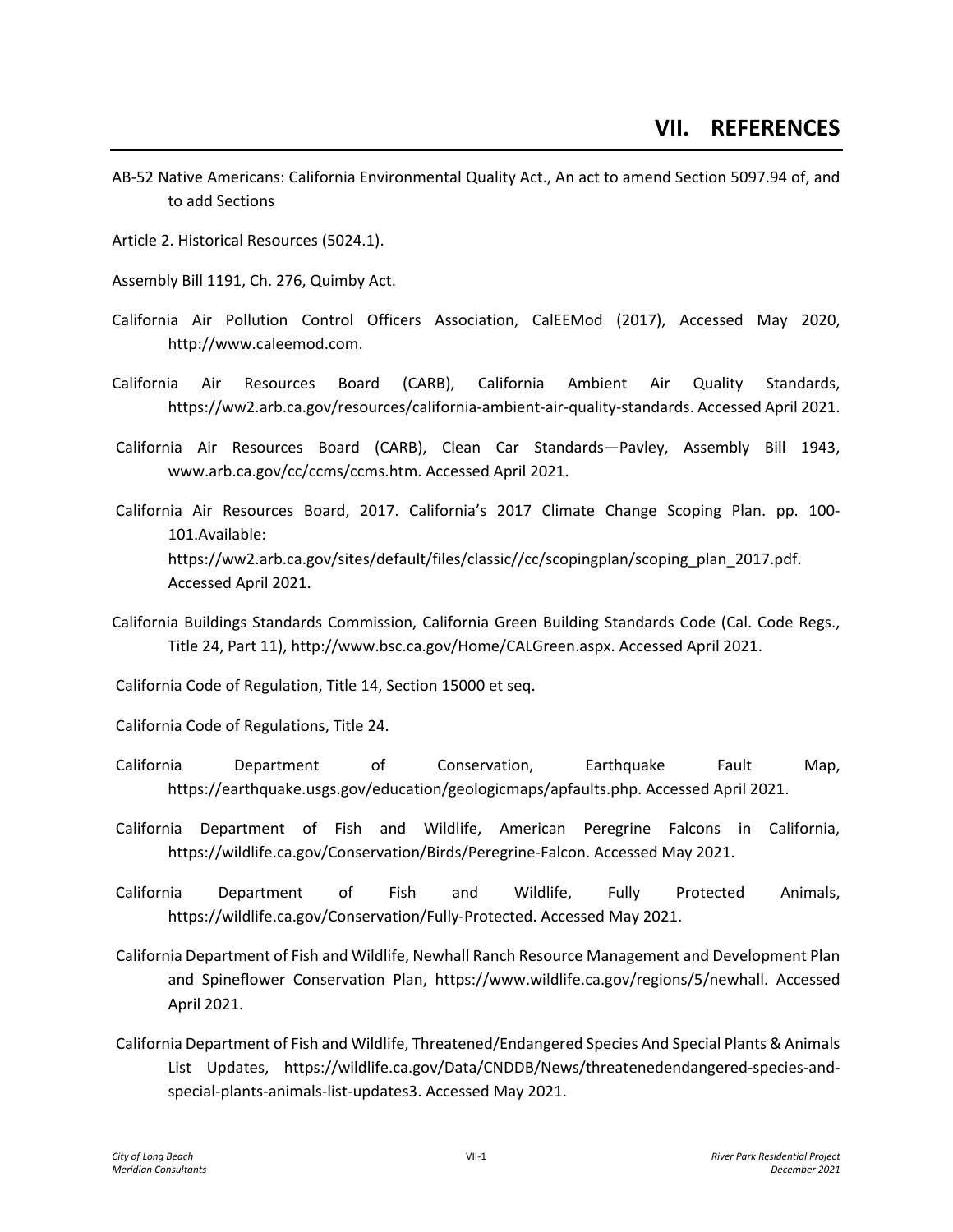# VII. REFERENCES

AB-52 Native Americans: California Environmental Quality Act., An act to amend Section 5097.94 of, and to add Sections

Article 2. Historical Resources (5024.1).

Assembly Bill 1191, Ch. 276, Quimby Act.

California Air Pollution Control Officers Association, CalEEMod (2017), Accessed May 2020, http://www.caleemod.com.

California Air Resources Board (CARB), California Ambient Air Quality Standards, https://ww2.arb.ca.gov/resources/california-ambient-air-quality-standards. Accessed April 2021.

California Air Resources Board (CARB), Clean Car Standards—Pavley, Assembly Bill 1943, www.arb.ca.gov/cc/ccms/ccms.htm. Accessed April 2021.

California Air Resources Board, 2017. California's 2017 Climate Change Scoping Plan. pp. 100-101.Available: https://ww2.arb.ca.gov/sites/default/files/classic//cc/scopingplan/scoping_plan_2017.pdf. Accessed April 2021.

California Buildings Standards Commission, California Green Building Standards Code (Cal. Code Regs., Title 24, Part 11), http://www.bsc.ca.gov/Home/CALGreen.aspx. Accessed April 2021.

California Code of Regulation, Title 14, Section 15000 et seq.

California Code of Regulations, Title 24.

California Department of Conservation, Earthquake Fault Map, https://earthquake.usgs.gov/education/geologicmaps/apfaults.php. Accessed April 2021.

California Department of Fish and Wildlife, American Peregrine Falcons in California, https://wildlife.ca.gov/Conservation/Birds/Peregrine-Falcon. Accessed May 2021.

California Department of Fish and Wildlife, Fully Protected Animals, https://wildlife.ca.gov/Conservation/Fully-Protected. Accessed May 2021.

California Department of Fish and Wildlife, Newhall Ranch Resource Management and Development Plan and Spineflower Conservation Plan, https://www.wildlife.ca.gov/regions/5/newhall. Accessed April 2021.

California Department of Fish and Wildlife, Threatened/Endangered Species And Special Plants & Animals List Updates, https://wildlife.ca.gov/Data/CNDDB/News/threatenedendangered-species-and-special-plants-animals-list-updates3. Accessed May 2021.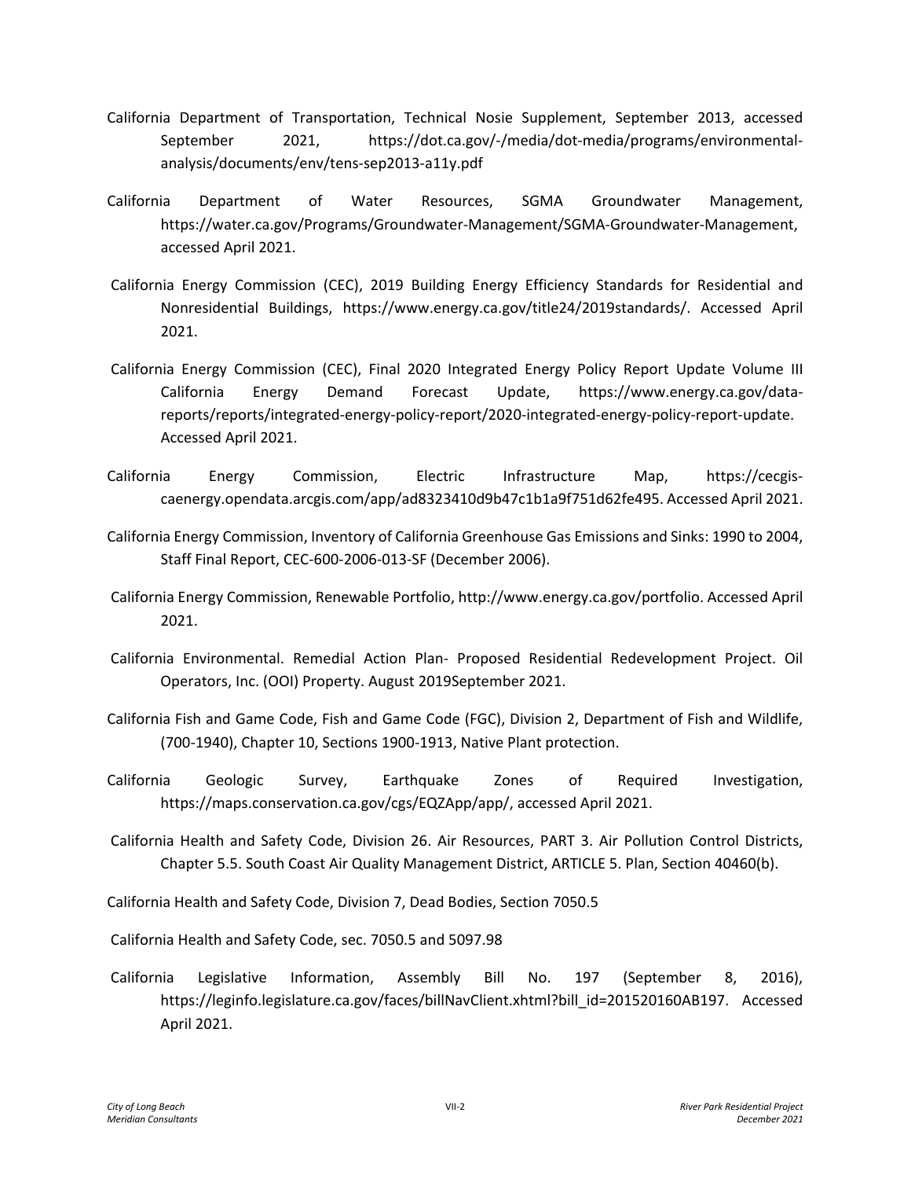California Department of Transportation, Technical Nosie Supplement, September 2013, accessed September 2021, https://dot.ca.gov/-/media/dot-media/programs/environmental-analysis/documents/env/tens-sep2013-a11y.pdf

California Department of Water Resources, SGMA Groundwater Management, https://water.ca.gov/Programs/Groundwater-Management/SGMA-Groundwater-Management, accessed April 2021.

California Energy Commission (CEC), 2019 Building Energy Efficiency Standards for Residential and Nonresidential Buildings, https://www.energy.ca.gov/title24/2019standards/. Accessed April 2021.

California Energy Commission (CEC), Final 2020 Integrated Energy Policy Report Update Volume III California Energy Demand Forecast Update, https://www.energy.ca.gov/data-reports/reports/integrated-energy-policy-report/2020-integrated-energy-policy-report-update. Accessed April 2021.

California Energy Commission, Electric Infrastructure Map, https://cecgis-caenergy.opendata.arcgis.com/app/ad8323410d9b47c1b1a9f751d62fe495. Accessed April 2021.

California Energy Commission, Inventory of California Greenhouse Gas Emissions and Sinks: 1990 to 2004, Staff Final Report, CEC-600-2006-013-SF (December 2006).

California Energy Commission, Renewable Portfolio, http://www.energy.ca.gov/portfolio. Accessed April 2021.

California Environmental. Remedial Action Plan- Proposed Residential Redevelopment Project. Oil Operators, Inc. (OOI) Property. August 2019September 2021.

California Fish and Game Code, Fish and Game Code (FGC), Division 2, Department of Fish and Wildlife, (700-1940), Chapter 10, Sections 1900-1913, Native Plant protection.

California Geologic Survey, Earthquake Zones of Required Investigation, https://maps.conservation.ca.gov/cgs/EQZApp/app/, accessed April 2021.

California Health and Safety Code, Division 26. Air Resources, PART 3. Air Pollution Control Districts, Chapter 5.5. South Coast Air Quality Management District, ARTICLE 5. Plan, Section 40460(b).

California Health and Safety Code, Division 7, Dead Bodies, Section 7050.5

California Health and Safety Code, sec. 7050.5 and 5097.98

California Legislative Information, Assembly Bill No. 197 (September 8, 2016), https://leginfo.legislature.ca.gov/faces/billNavClient.xhtml?bill_id=201520160AB197. Accessed April 2021.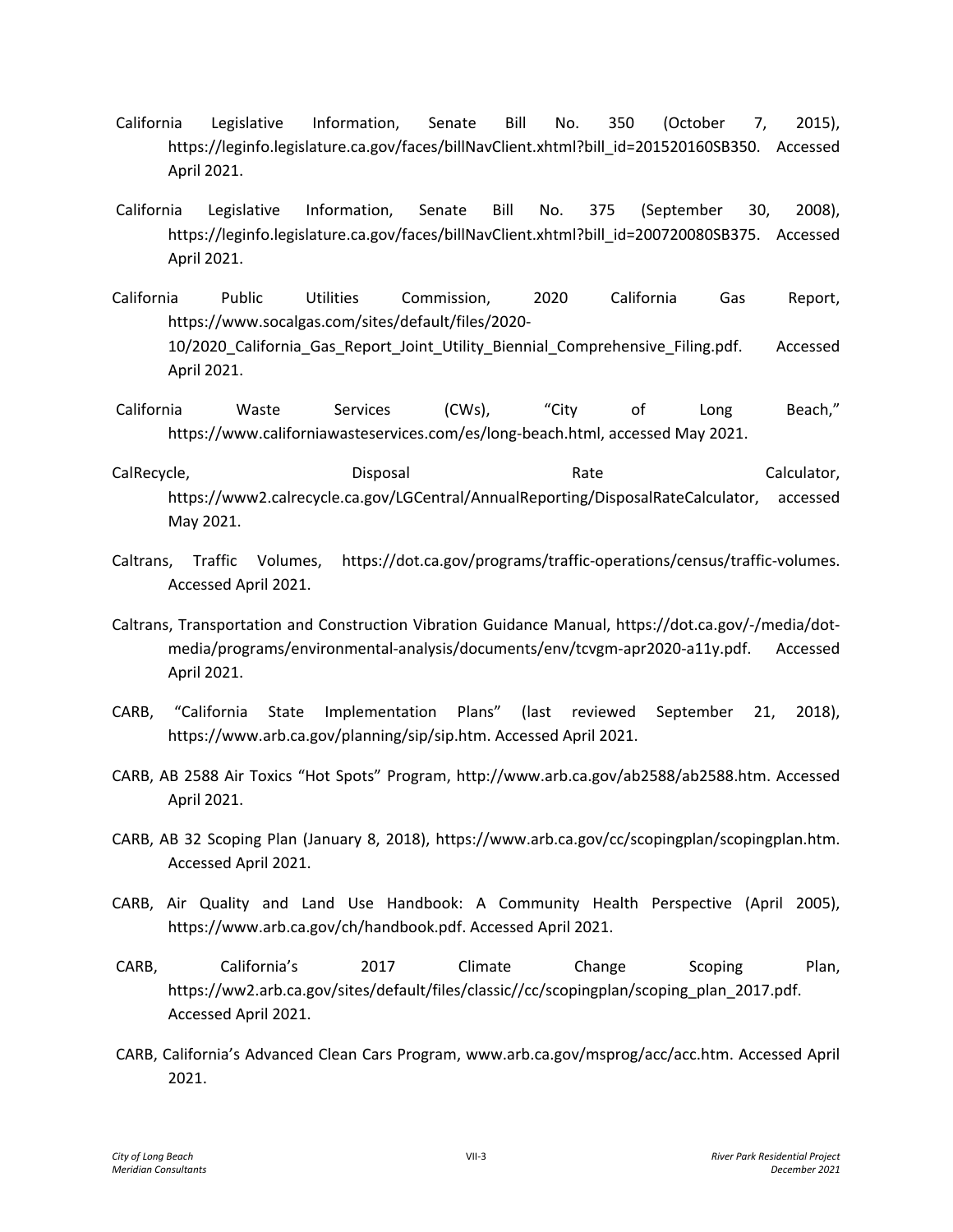California Legislative Information, Senate Bill No. 350 (October 7, 2015), https://leginfo.legislature.ca.gov/faces/billNavClient.xhtml?bill_id=201520160SB350. Accessed April 2021.

California Legislative Information, Senate Bill No. 375 (September 30, 2008), https://leginfo.legislature.ca.gov/faces/billNavClient.xhtml?bill_id=200720080SB375. Accessed April 2021.

California Public Utilities Commission, 2020 California Gas Report, https://www.socalgas.com/sites/default/files/2020-10/2020_California_Gas_Report_Joint_Utility_Biennial_Comprehensive_Filing.pdf. Accessed April 2021.

California Waste Services (CWs), "City of Long Beach," https://www.californiawasteservices.com/es/long-beach.html, accessed May 2021.

CalRecycle, Disposal Rate Calculator, https://www2.calrecycle.ca.gov/LGCentral/AnnualReporting/DisposalRateCalculator, accessed May 2021.

Caltrans, Traffic Volumes, https://dot.ca.gov/programs/traffic-operations/census/traffic-volumes. Accessed April 2021.

Caltrans, Transportation and Construction Vibration Guidance Manual, https://dot.ca.gov/-/media/dot-media/programs/environmental-analysis/documents/env/tcvgm-apr2020-a11y.pdf. Accessed April 2021.

CARB, "California State Implementation Plans" (last reviewed September 21, 2018), https://www.arb.ca.gov/planning/sip/sip.htm. Accessed April 2021.

CARB, AB 2588 Air Toxics "Hot Spots" Program, http://www.arb.ca.gov/ab2588/ab2588.htm. Accessed April 2021.

CARB, AB 32 Scoping Plan (January 8, 2018), https://www.arb.ca.gov/cc/scopingplan/scopingplan.htm. Accessed April 2021.

CARB, Air Quality and Land Use Handbook: A Community Health Perspective (April 2005), https://www.arb.ca.gov/ch/handbook.pdf. Accessed April 2021.

CARB, California's 2017 Climate Change Scoping Plan, https://ww2.arb.ca.gov/sites/default/files/classic//cc/scopingplan/scoping_plan_2017.pdf. Accessed April 2021.

CARB, California's Advanced Clean Cars Program, www.arb.ca.gov/msprog/acc/acc.htm. Accessed April 2021.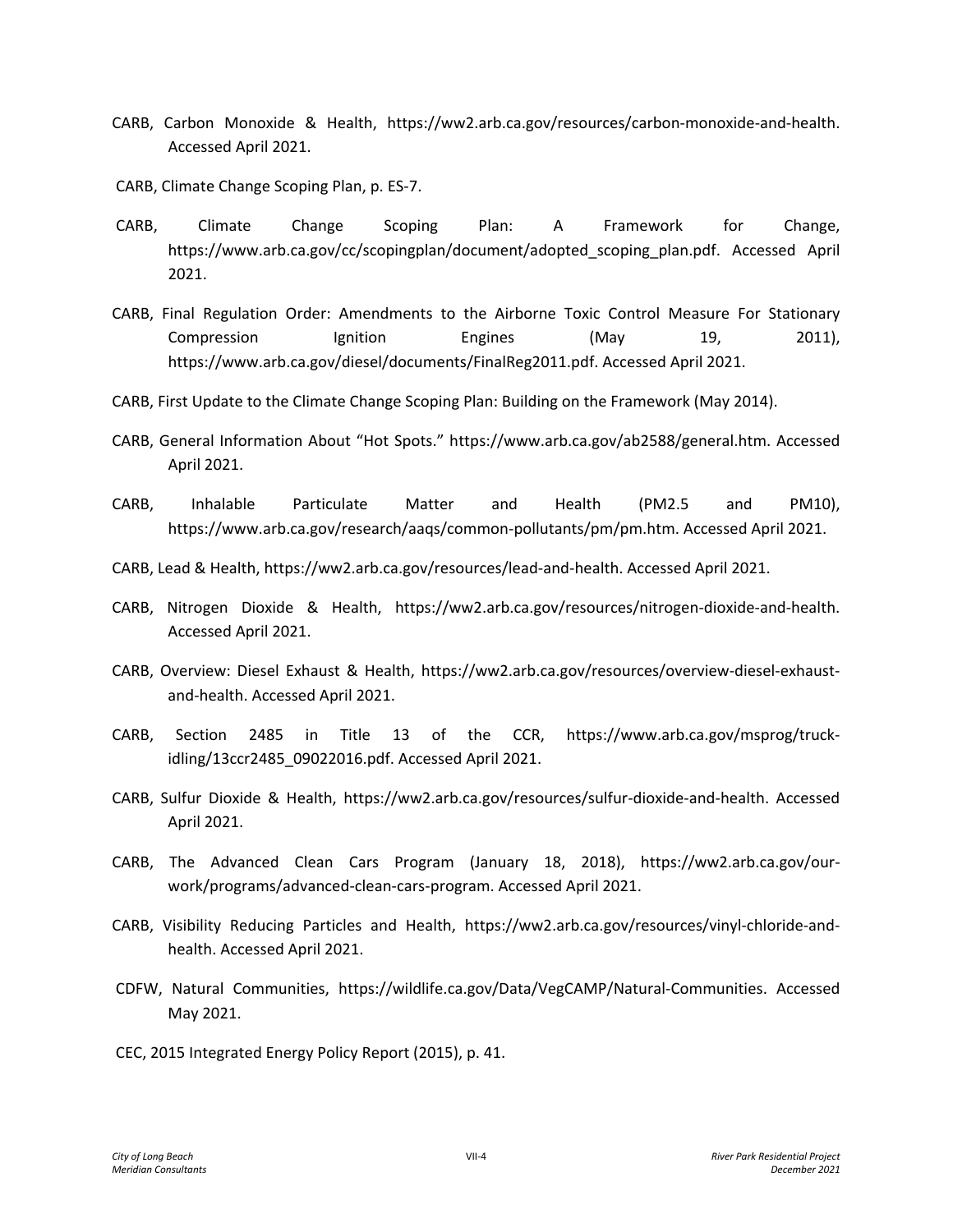CARB, Carbon Monoxide & Health, https://ww2.arb.ca.gov/resources/carbon-monoxide-and-health. Accessed April 2021.

CARB, Climate Change Scoping Plan, p. ES-7.

CARB, Climate Change Scoping Plan: A Framework for Change, https://www.arb.ca.gov/cc/scopingplan/document/adopted_scoping_plan.pdf. Accessed April 2021.

CARB, Final Regulation Order: Amendments to the Airborne Toxic Control Measure For Stationary Compression Ignition Engines (May 19, 2011), https://www.arb.ca.gov/diesel/documents/FinalReg2011.pdf. Accessed April 2021.

CARB, First Update to the Climate Change Scoping Plan: Building on the Framework (May 2014).

CARB, General Information About "Hot Spots." https://www.arb.ca.gov/ab2588/general.htm. Accessed April 2021.

CARB, Inhalable Particulate Matter and Health (PM2.5 and PM10), https://www.arb.ca.gov/research/aaqs/common-pollutants/pm/pm.htm. Accessed April 2021.

CARB, Lead & Health, https://ww2.arb.ca.gov/resources/lead-and-health. Accessed April 2021.

CARB, Nitrogen Dioxide & Health, https://ww2.arb.ca.gov/resources/nitrogen-dioxide-and-health. Accessed April 2021.

CARB, Overview: Diesel Exhaust & Health, https://ww2.arb.ca.gov/resources/overview-diesel-exhaust-and-health. Accessed April 2021.

CARB, Section 2485 in Title 13 of the CCR, https://www.arb.ca.gov/msprog/truck-idling/13ccr2485_09022016.pdf. Accessed April 2021.

CARB, Sulfur Dioxide & Health, https://ww2.arb.ca.gov/resources/sulfur-dioxide-and-health. Accessed April 2021.

CARB, The Advanced Clean Cars Program (January 18, 2018), https://ww2.arb.ca.gov/our-work/programs/advanced-clean-cars-program. Accessed April 2021.

CARB, Visibility Reducing Particles and Health, https://ww2.arb.ca.gov/resources/vinyl-chloride-and-health. Accessed April 2021.

CDFW, Natural Communities, https://wildlife.ca.gov/Data/VegCAMP/Natural-Communities. Accessed May 2021.

CEC, 2015 Integrated Energy Policy Report (2015), p. 41.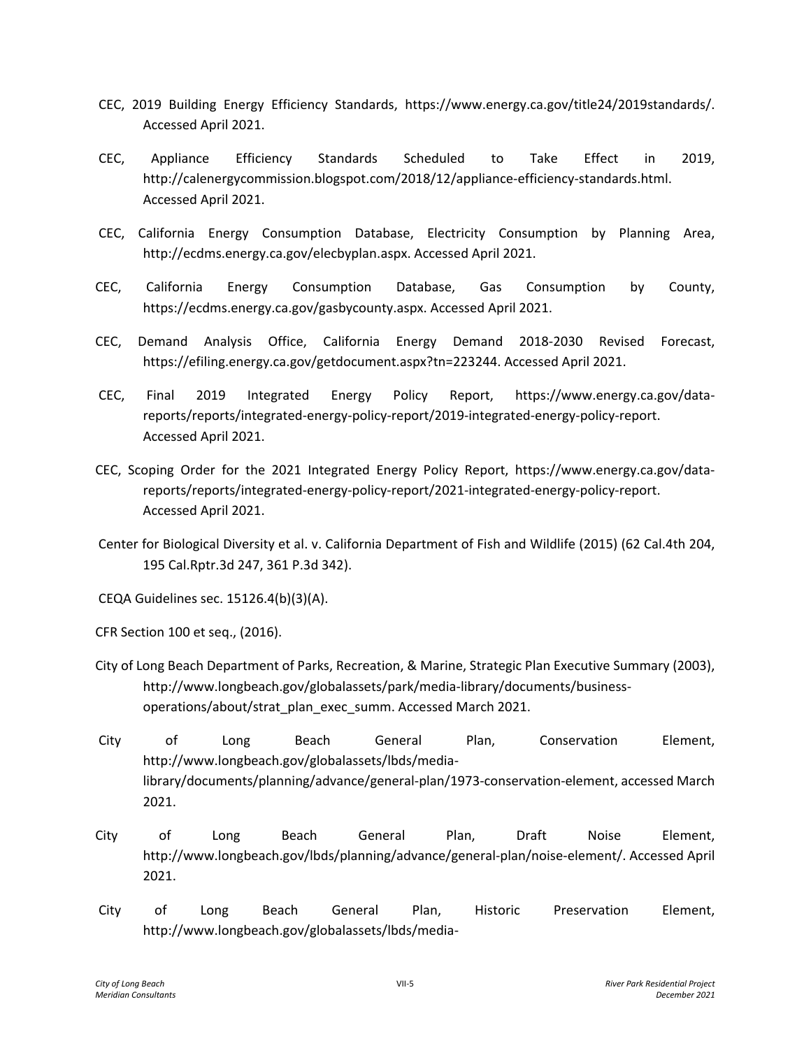CEC, 2019 Building Energy Efficiency Standards, https://www.energy.ca.gov/title24/2019standards/. Accessed April 2021.

CEC, Appliance Efficiency Standards Scheduled to Take Effect in 2019, http://calenergycommission.blogspot.com/2018/12/appliance-efficiency-standards.html. Accessed April 2021.

CEC, California Energy Consumption Database, Electricity Consumption by Planning Area, http://ecdms.energy.ca.gov/elecbyplan.aspx. Accessed April 2021.

CEC, California Energy Consumption Database, Gas Consumption by County, https://ecdms.energy.ca.gov/gasbycounty.aspx. Accessed April 2021.

CEC, Demand Analysis Office, California Energy Demand 2018-2030 Revised Forecast, https://efiling.energy.ca.gov/getdocument.aspx?tn=223244. Accessed April 2021.

CEC, Final 2019 Integrated Energy Policy Report, https://www.energy.ca.gov/data-reports/reports/integrated-energy-policy-report/2019-integrated-energy-policy-report. Accessed April 2021.

CEC, Scoping Order for the 2021 Integrated Energy Policy Report, https://www.energy.ca.gov/data-reports/reports/integrated-energy-policy-report/2021-integrated-energy-policy-report. Accessed April 2021.

Center for Biological Diversity et al. v. California Department of Fish and Wildlife (2015) (62 Cal.4th 204, 195 Cal.Rptr.3d 247, 361 P.3d 342).

CEQA Guidelines sec. 15126.4(b)(3)(A).

CFR Section 100 et seq., (2016).

City of Long Beach Department of Parks, Recreation, & Marine, Strategic Plan Executive Summary (2003), http://www.longbeach.gov/globalassets/park/media-library/documents/business-operations/about/strat_plan_exec_summ. Accessed March 2021.

City of Long Beach General Plan, Conservation Element, http://www.longbeach.gov/globalassets/lbds/media-library/documents/planning/advance/general-plan/1973-conservation-element, accessed March 2021.

City of Long Beach General Plan, Draft Noise Element, http://www.longbeach.gov/lbds/planning/advance/general-plan/noise-element/. Accessed April 2021.

City of Long Beach General Plan, Historic Preservation Element, http://www.longbeach.gov/globalassets/lbds/media-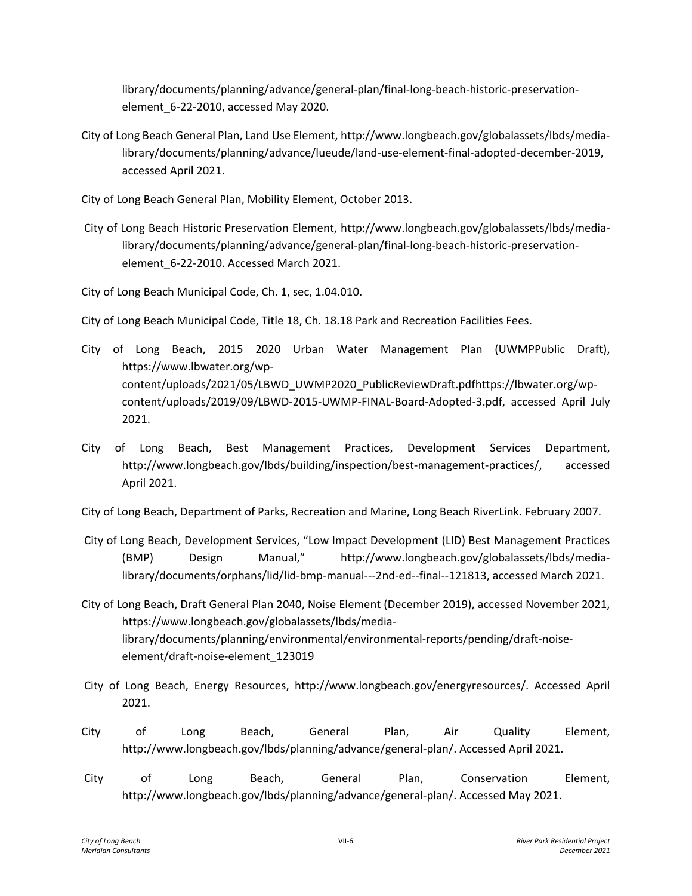library/documents/planning/advance/general-plan/final-long-beach-historic-preservation-element_6-22-2010, accessed May 2020.

City of Long Beach General Plan, Land Use Element, http://www.longbeach.gov/globalassets/lbds/media-library/documents/planning/advance/lueude/land-use-element-final-adopted-december-2019, accessed April 2021.

City of Long Beach General Plan, Mobility Element, October 2013.

City of Long Beach Historic Preservation Element, http://www.longbeach.gov/globalassets/lbds/media-library/documents/planning/advance/general-plan/final-long-beach-historic-preservation-element_6-22-2010. Accessed March 2021.

City of Long Beach Municipal Code, Ch. 1, sec, 1.04.010.

City of Long Beach Municipal Code, Title 18, Ch. 18.18 Park and Recreation Facilities Fees.

City of Long Beach, 2015 2020 Urban Water Management Plan (UWMPPublic Draft), https://www.lbwater.org/wp-content/uploads/2021/05/LBWD_UWMP2020_PublicReviewDraft.pdfhttps://lbwater.org/wp-content/uploads/2019/09/LBWD-2015-UWMP-FINAL-Board-Adopted-3.pdf, accessed April July 2021.

City of Long Beach, Best Management Practices, Development Services Department, http://www.longbeach.gov/lbds/building/inspection/best-management-practices/, accessed April 2021.

City of Long Beach, Department of Parks, Recreation and Marine, Long Beach RiverLink. February 2007.

City of Long Beach, Development Services, "Low Impact Development (LID) Best Management Practices (BMP) Design Manual," http://www.longbeach.gov/globalassets/lbds/media-library/documents/orphans/lid/lid-bmp-manual---2nd-ed--final--121813, accessed March 2021.

City of Long Beach, Draft General Plan 2040, Noise Element (December 2019), accessed November 2021, https://www.longbeach.gov/globalassets/lbds/media-library/documents/planning/environmental/environmental-reports/pending/draft-noise-element/draft-noise-element_123019

City of Long Beach, Energy Resources, http://www.longbeach.gov/energyresources/. Accessed April 2021.

City of Long Beach, General Plan, Air Quality Element, http://www.longbeach.gov/lbds/planning/advance/general-plan/. Accessed April 2021.

City of Long Beach, General Plan, Conservation Element, http://www.longbeach.gov/lbds/planning/advance/general-plan/. Accessed May 2021.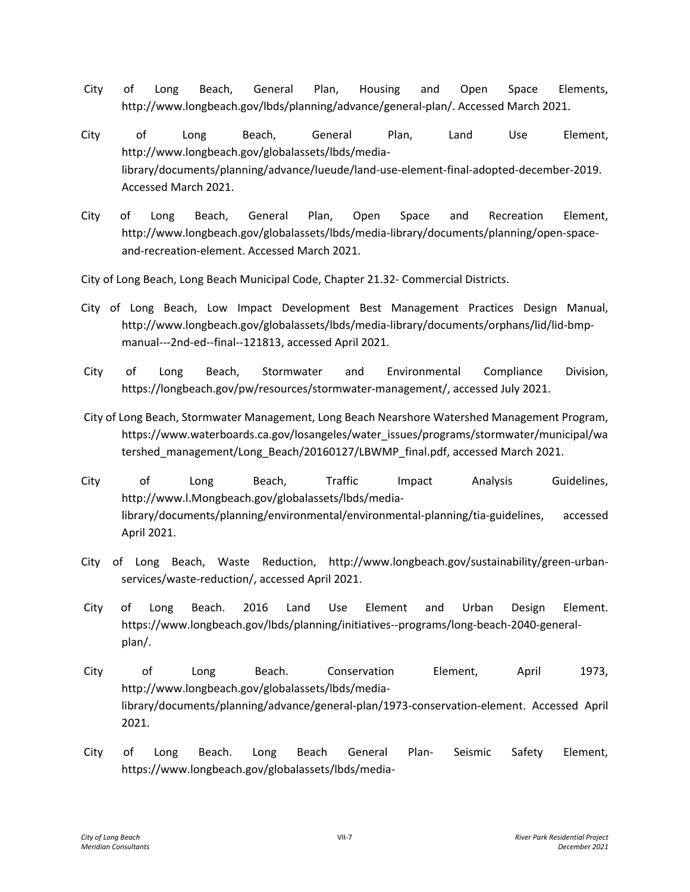City of Long Beach, General Plan, Housing and Open Space Elements, http://www.longbeach.gov/lbds/planning/advance/general-plan/. Accessed March 2021.

City of Long Beach, General Plan, Land Use Element, http://www.longbeach.gov/globalassets/lbds/media-library/documents/planning/advance/lueude/land-use-element-final-adopted-december-2019. Accessed March 2021.

City of Long Beach, General Plan, Open Space and Recreation Element, http://www.longbeach.gov/globalassets/lbds/media-library/documents/planning/open-space-and-recreation-element. Accessed March 2021.

City of Long Beach, Long Beach Municipal Code, Chapter 21.32- Commercial Districts.

City of Long Beach, Low Impact Development Best Management Practices Design Manual, http://www.longbeach.gov/globalassets/lbds/media-library/documents/orphans/lid/lid-bmp-manual---2nd-ed--final--121813, accessed April 2021.

City of Long Beach, Stormwater and Environmental Compliance Division, https://longbeach.gov/pw/resources/stormwater-management/, accessed July 2021.

City of Long Beach, Stormwater Management, Long Beach Nearshore Watershed Management Program, https://www.waterboards.ca.gov/losangeles/water_issues/programs/stormwater/municipal/watershed_management/Long_Beach/20160127/LBWMP_final.pdf, accessed March 2021.

City of Long Beach, Traffic Impact Analysis Guidelines, http://www.l.Mongbeach.gov/globalassets/lbds/media-library/documents/planning/environmental/environmental-planning/tia-guidelines, accessed April 2021.

City of Long Beach, Waste Reduction, http://www.longbeach.gov/sustainability/green-urban-services/waste-reduction/, accessed April 2021.

City of Long Beach. 2016 Land Use Element and Urban Design Element. https://www.longbeach.gov/lbds/planning/initiatives--programs/long-beach-2040-general-plan/.

City of Long Beach. Conservation Element, April 1973, http://www.longbeach.gov/globalassets/lbds/media-library/documents/planning/advance/general-plan/1973-conservation-element. Accessed April 2021.

City of Long Beach. Long Beach General Plan- Seismic Safety Element, https://www.longbeach.gov/globalassets/lbds/media-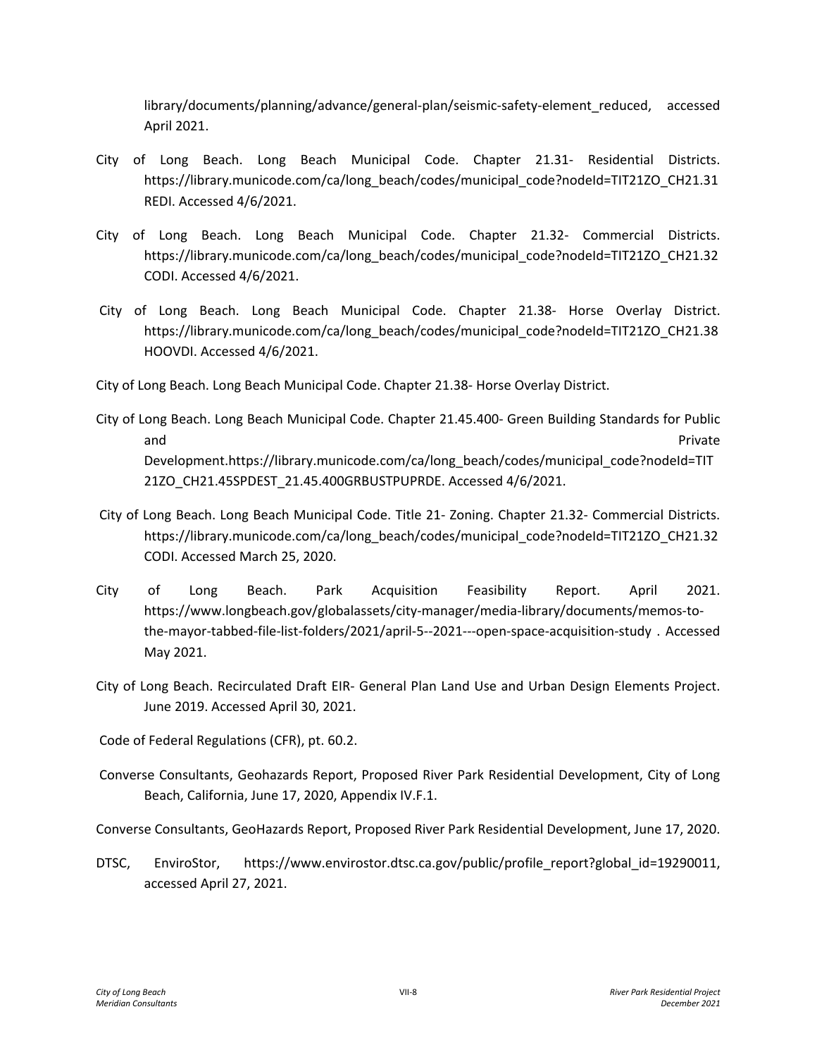library/documents/planning/advance/general-plan/seismic-safety-element_reduced, accessed April 2021.

City of Long Beach. Long Beach Municipal Code. Chapter 21.31- Residential Districts. https://library.municode.com/ca/long_beach/codes/municipal_code?nodeId=TIT21ZO_CH21.31REDI. Accessed 4/6/2021.

City of Long Beach. Long Beach Municipal Code. Chapter 21.32- Commercial Districts. https://library.municode.com/ca/long_beach/codes/municipal_code?nodeId=TIT21ZO_CH21.32CODI. Accessed 4/6/2021.

City of Long Beach. Long Beach Municipal Code. Chapter 21.38- Horse Overlay District. https://library.municode.com/ca/long_beach/codes/municipal_code?nodeId=TIT21ZO_CH21.38HOOVDI. Accessed 4/6/2021.

City of Long Beach. Long Beach Municipal Code. Chapter 21.38- Horse Overlay District.

City of Long Beach. Long Beach Municipal Code. Chapter 21.45.400- Green Building Standards for Public and Private Development.https://library.municode.com/ca/long_beach/codes/municipal_code?nodeId=TIT21ZO_CH21.45SPDEST_21.45.400GRBUSTPUPRDE. Accessed 4/6/2021.

City of Long Beach. Long Beach Municipal Code. Title 21- Zoning. Chapter 21.32- Commercial Districts. https://library.municode.com/ca/long_beach/codes/municipal_code?nodeId=TIT21ZO_CH21.32CODI. Accessed March 25, 2020.

City of Long Beach. Park Acquisition Feasibility Report. April 2021. https://www.longbeach.gov/globalassets/city-manager/media-library/documents/memos-to-the-mayor-tabbed-file-list-folders/2021/april-5--2021---open-space-acquisition-study . Accessed May 2021.

City of Long Beach. Recirculated Draft EIR- General Plan Land Use and Urban Design Elements Project. June 2019. Accessed April 30, 2021.

Code of Federal Regulations (CFR), pt. 60.2.

Converse Consultants, Geohazards Report, Proposed River Park Residential Development, City of Long Beach, California, June 17, 2020, Appendix IV.F.1.

Converse Consultants, GeoHazards Report, Proposed River Park Residential Development, June 17, 2020.

DTSC, EnviroStor, https://www.envirostor.dtsc.ca.gov/public/profile_report?global_id=19290011, accessed April 27, 2021.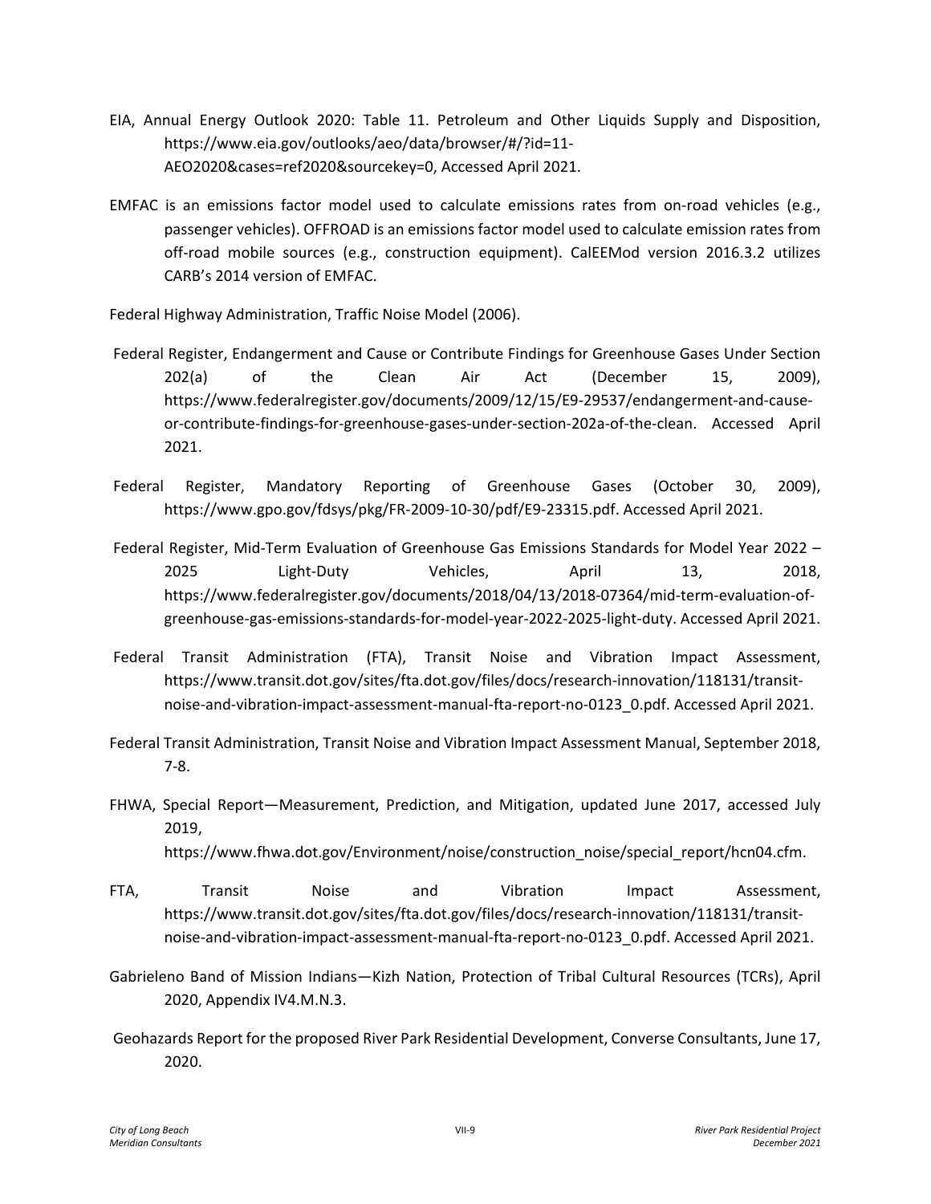EIA, Annual Energy Outlook 2020: Table 11. Petroleum and Other Liquids Supply and Disposition, https://www.eia.gov/outlooks/aeo/data/browser/#/?id=11-AEO2020&cases=ref2020&sourcekey=0, Accessed April 2021.

EMFAC is an emissions factor model used to calculate emissions rates from on-road vehicles (e.g., passenger vehicles). OFFROAD is an emissions factor model used to calculate emission rates from off-road mobile sources (e.g., construction equipment). CalEEMod version 2016.3.2 utilizes CARB's 2014 version of EMFAC.

Federal Highway Administration, Traffic Noise Model (2006).

Federal Register, Endangerment and Cause or Contribute Findings for Greenhouse Gases Under Section 202(a) of the Clean Air Act (December 15, 2009), https://www.federalregister.gov/documents/2009/12/15/E9-29537/endangerment-and-cause-or-contribute-findings-for-greenhouse-gases-under-section-202a-of-the-clean. Accessed April 2021.

Federal Register, Mandatory Reporting of Greenhouse Gases (October 30, 2009), https://www.gpo.gov/fdsys/pkg/FR-2009-10-30/pdf/E9-23315.pdf. Accessed April 2021.

Federal Register, Mid-Term Evaluation of Greenhouse Gas Emissions Standards for Model Year 2022 – 2025 Light-Duty Vehicles, April 13, 2018, https://www.federalregister.gov/documents/2018/04/13/2018-07364/mid-term-evaluation-of-greenhouse-gas-emissions-standards-for-model-year-2022-2025-light-duty. Accessed April 2021.

Federal Transit Administration (FTA), Transit Noise and Vibration Impact Assessment, https://www.transit.dot.gov/sites/fta.dot.gov/files/docs/research-innovation/118131/transit-noise-and-vibration-impact-assessment-manual-fta-report-no-0123_0.pdf. Accessed April 2021.

Federal Transit Administration, Transit Noise and Vibration Impact Assessment Manual, September 2018, 7-8.

FHWA, Special Report—Measurement, Prediction, and Mitigation, updated June 2017, accessed July 2019, https://www.fhwa.dot.gov/Environment/noise/construction_noise/special_report/hcn04.cfm.

FTA, Transit Noise and Vibration Impact Assessment, https://www.transit.dot.gov/sites/fta.dot.gov/files/docs/research-innovation/118131/transit-noise-and-vibration-impact-assessment-manual-fta-report-no-0123_0.pdf. Accessed April 2021.

Gabrieleno Band of Mission Indians—Kizh Nation, Protection of Tribal Cultural Resources (TCRs), April 2020, Appendix IV4.M.N.3.

Geohazards Report for the proposed River Park Residential Development, Converse Consultants, June 17, 2020.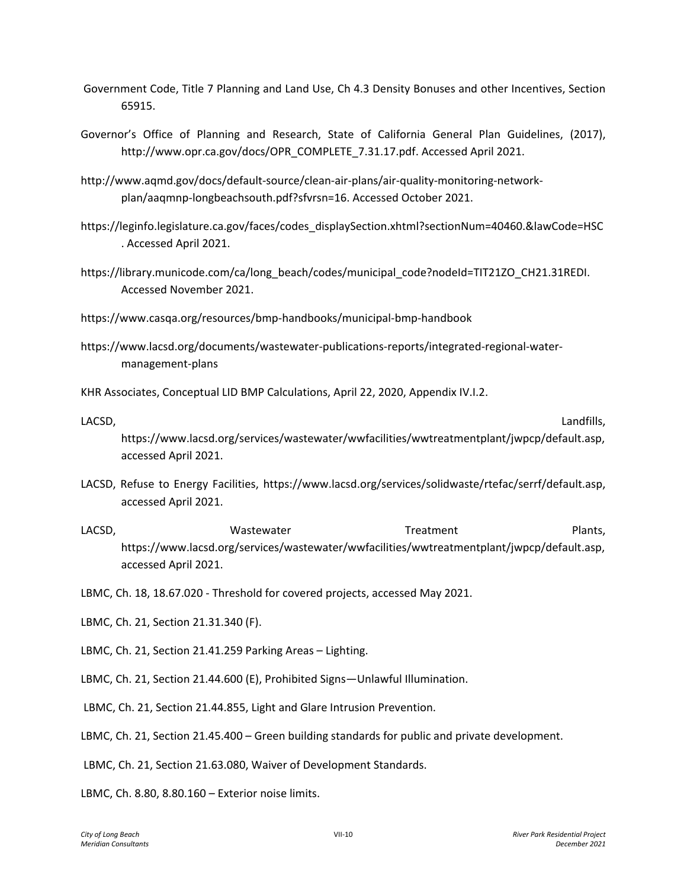Government Code, Title 7 Planning and Land Use, Ch 4.3 Density Bonuses and other Incentives, Section 65915.

Governor's Office of Planning and Research, State of California General Plan Guidelines, (2017), http://www.opr.ca.gov/docs/OPR_COMPLETE_7.31.17.pdf. Accessed April 2021.

http://www.aqmd.gov/docs/default-source/clean-air-plans/air-quality-monitoring-network-plan/aaqmnp-longbeachsouth.pdf?sfvrsn=16. Accessed October 2021.

https://leginfo.legislature.ca.gov/faces/codes_displaySection.xhtml?sectionNum=40460.&lawCode=HSC. Accessed April 2021.

https://library.municode.com/ca/long_beach/codes/municipal_code?nodeId=TIT21ZO_CH21.31REDI. Accessed November 2021.

https://www.casqa.org/resources/bmp-handbooks/municipal-bmp-handbook

https://www.lacsd.org/documents/wastewater-publications-reports/integrated-regional-water-management-plans

KHR Associates, Conceptual LID BMP Calculations, April 22, 2020, Appendix IV.I.2.

LACSD, Landfills, https://www.lacsd.org/services/wastewater/wwfacilities/wwtreatmentplant/jwpcp/default.asp, accessed April 2021.

LACSD, Refuse to Energy Facilities, https://www.lacsd.org/services/solidwaste/rtefac/serrf/default.asp, accessed April 2021.

LACSD, Wastewater Treatment Plants, https://www.lacsd.org/services/wastewater/wwfacilities/wwtreatmentplant/jwpcp/default.asp, accessed April 2021.

LBMC, Ch. 18, 18.67.020 - Threshold for covered projects, accessed May 2021.

LBMC, Ch. 21, Section 21.31.340 (F).

LBMC, Ch. 21, Section 21.41.259 Parking Areas – Lighting.

LBMC, Ch. 21, Section 21.44.600 (E), Prohibited Signs—Unlawful Illumination.

LBMC, Ch. 21, Section 21.44.855, Light and Glare Intrusion Prevention.

LBMC, Ch. 21, Section 21.45.400 – Green building standards for public and private development.

LBMC, Ch. 21, Section 21.63.080, Waiver of Development Standards.

LBMC, Ch. 8.80, 8.80.160 – Exterior noise limits.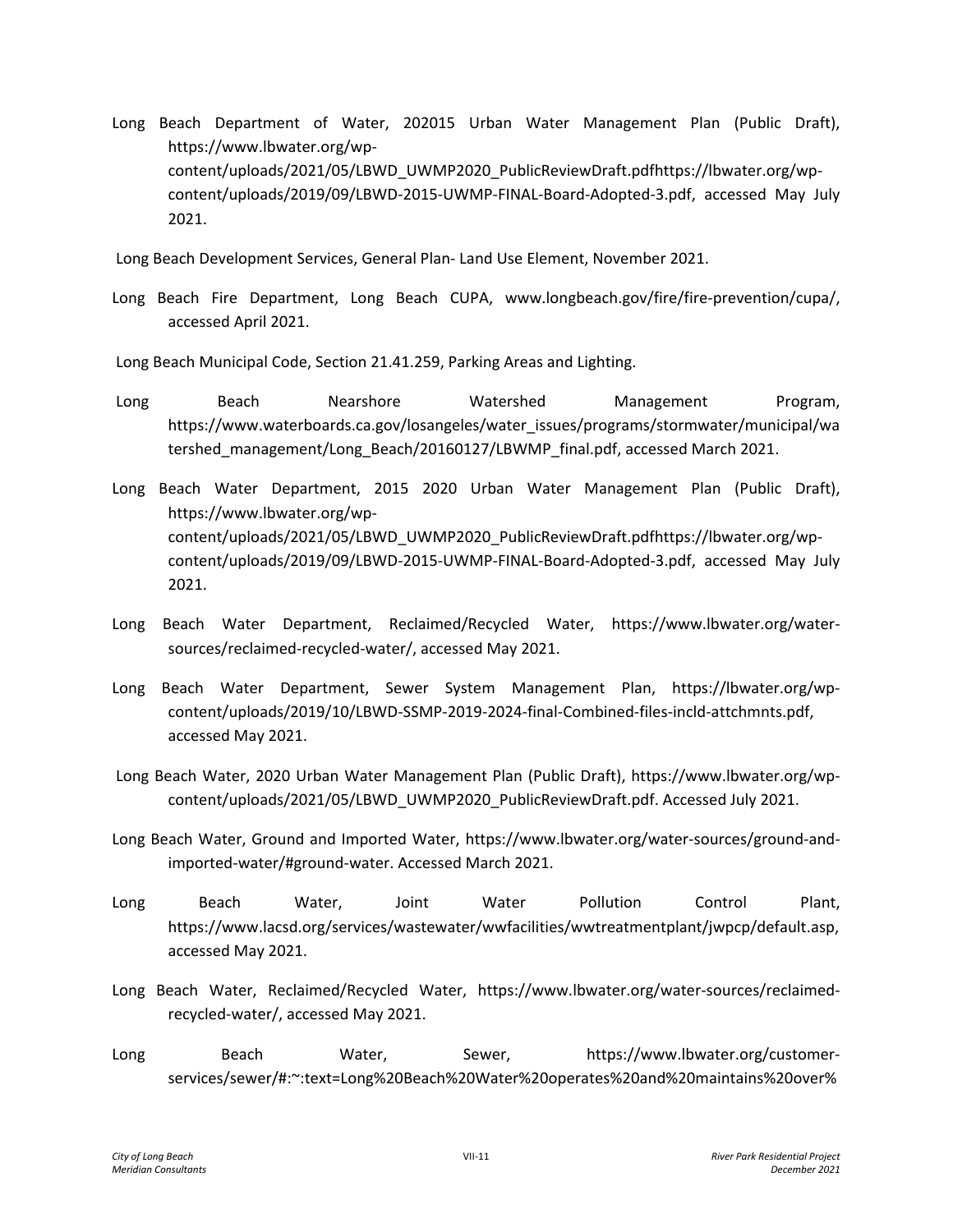Long Beach Department of Water, 202015 Urban Water Management Plan (Public Draft), https://www.lbwater.org/wp-content/uploads/2021/05/LBWD_UWMP2020_PublicReviewDraft.pdfhttps://lbwater.org/wp-content/uploads/2019/09/LBWD-2015-UWMP-FINAL-Board-Adopted-3.pdf, accessed May July 2021.

Long Beach Development Services, General Plan- Land Use Element, November 2021.

Long Beach Fire Department, Long Beach CUPA, www.longbeach.gov/fire/fire-prevention/cupa/, accessed April 2021.

Long Beach Municipal Code, Section 21.41.259, Parking Areas and Lighting.

Long Beach Nearshore Watershed Management Program, https://www.waterboards.ca.gov/losangeles/water_issues/programs/stormwater/municipal/watershed_management/Long_Beach/20160127/LBWMP_final.pdf, accessed March 2021.

Long Beach Water Department, 2015 2020 Urban Water Management Plan (Public Draft), https://www.lbwater.org/wp-content/uploads/2021/05/LBWD_UWMP2020_PublicReviewDraft.pdfhttps://lbwater.org/wp-content/uploads/2019/09/LBWD-2015-UWMP-FINAL-Board-Adopted-3.pdf, accessed May July 2021.

Long Beach Water Department, Reclaimed/Recycled Water, https://www.lbwater.org/water-sources/reclaimed-recycled-water/, accessed May 2021.

Long Beach Water Department, Sewer System Management Plan, https://lbwater.org/wp-content/uploads/2019/10/LBWD-SSMP-2019-2024-final-Combined-files-incld-attchmnts.pdf, accessed May 2021.

Long Beach Water, 2020 Urban Water Management Plan (Public Draft), https://www.lbwater.org/wp-content/uploads/2021/05/LBWD_UWMP2020_PublicReviewDraft.pdf. Accessed July 2021.

Long Beach Water, Ground and Imported Water, https://www.lbwater.org/water-sources/ground-and-imported-water/#ground-water. Accessed March 2021.

Long Beach Water, Joint Water Pollution Control Plant, https://www.lacsd.org/services/wastewater/wwfacilities/wwtreatmentplant/jwpcp/default.asp, accessed May 2021.

Long Beach Water, Reclaimed/Recycled Water, https://www.lbwater.org/water-sources/reclaimed-recycled-water/, accessed May 2021.

Long Beach Water, Sewer, https://www.lbwater.org/customer-services/sewer/#:~:text=Long%20Beach%20Water%20operates%20and%20maintains%20over%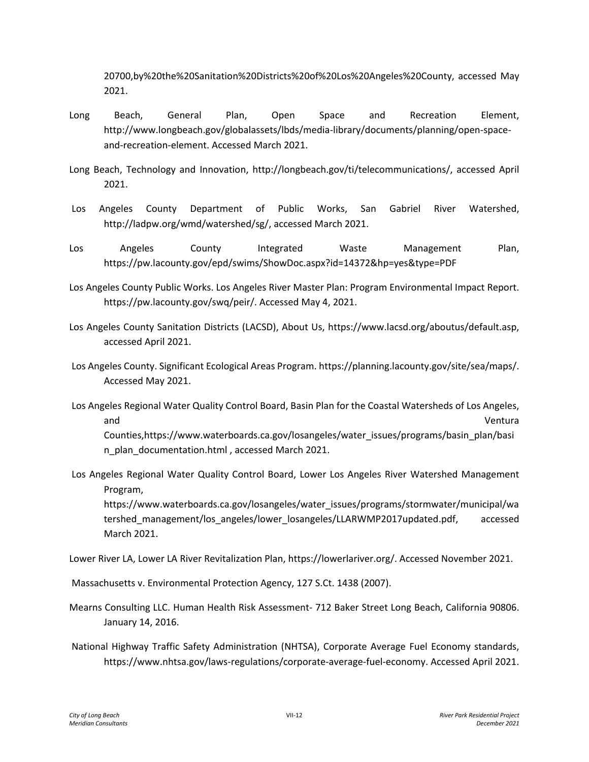20700,by%20the%20Sanitation%20Districts%20of%20Los%20Angeles%20County, accessed May 2021.

Long Beach, General Plan, Open Space and Recreation Element, http://www.longbeach.gov/globalassets/lbds/media-library/documents/planning/open-space-and-recreation-element. Accessed March 2021.

Long Beach, Technology and Innovation, http://longbeach.gov/ti/telecommunications/, accessed April 2021.

Los Angeles County Department of Public Works, San Gabriel River Watershed, http://ladpw.org/wmd/watershed/sg/, accessed March 2021.

Los Angeles County Integrated Waste Management Plan, https://pw.lacounty.gov/epd/swims/ShowDoc.aspx?id=14372&hp=yes&type=PDF

Los Angeles County Public Works. Los Angeles River Master Plan: Program Environmental Impact Report. https://pw.lacounty.gov/swq/peir/. Accessed May 4, 2021.

Los Angeles County Sanitation Districts (LACSD), About Us, https://www.lacsd.org/aboutus/default.asp, accessed April 2021.

Los Angeles County. Significant Ecological Areas Program. https://planning.lacounty.gov/site/sea/maps/. Accessed May 2021.

Los Angeles Regional Water Quality Control Board, Basin Plan for the Coastal Watersheds of Los Angeles, and Ventura Counties,https://www.waterboards.ca.gov/losangeles/water_issues/programs/basin_plan/basin_plan_documentation.html , accessed March 2021.

Los Angeles Regional Water Quality Control Board, Lower Los Angeles River Watershed Management Program, https://www.waterboards.ca.gov/losangeles/water_issues/programs/stormwater/municipal/watershed_management/los_angeles/lower_losangeles/LLARWMP2017updated.pdf, accessed March 2021.

Lower River LA, Lower LA River Revitalization Plan, https://lowerlariver.org/. Accessed November 2021.

Massachusetts v. Environmental Protection Agency, 127 S.Ct. 1438 (2007).

Mearns Consulting LLC. Human Health Risk Assessment- 712 Baker Street Long Beach, California 90806. January 14, 2016.

National Highway Traffic Safety Administration (NHTSA), Corporate Average Fuel Economy standards, https://www.nhtsa.gov/laws-regulations/corporate-average-fuel-economy. Accessed April 2021.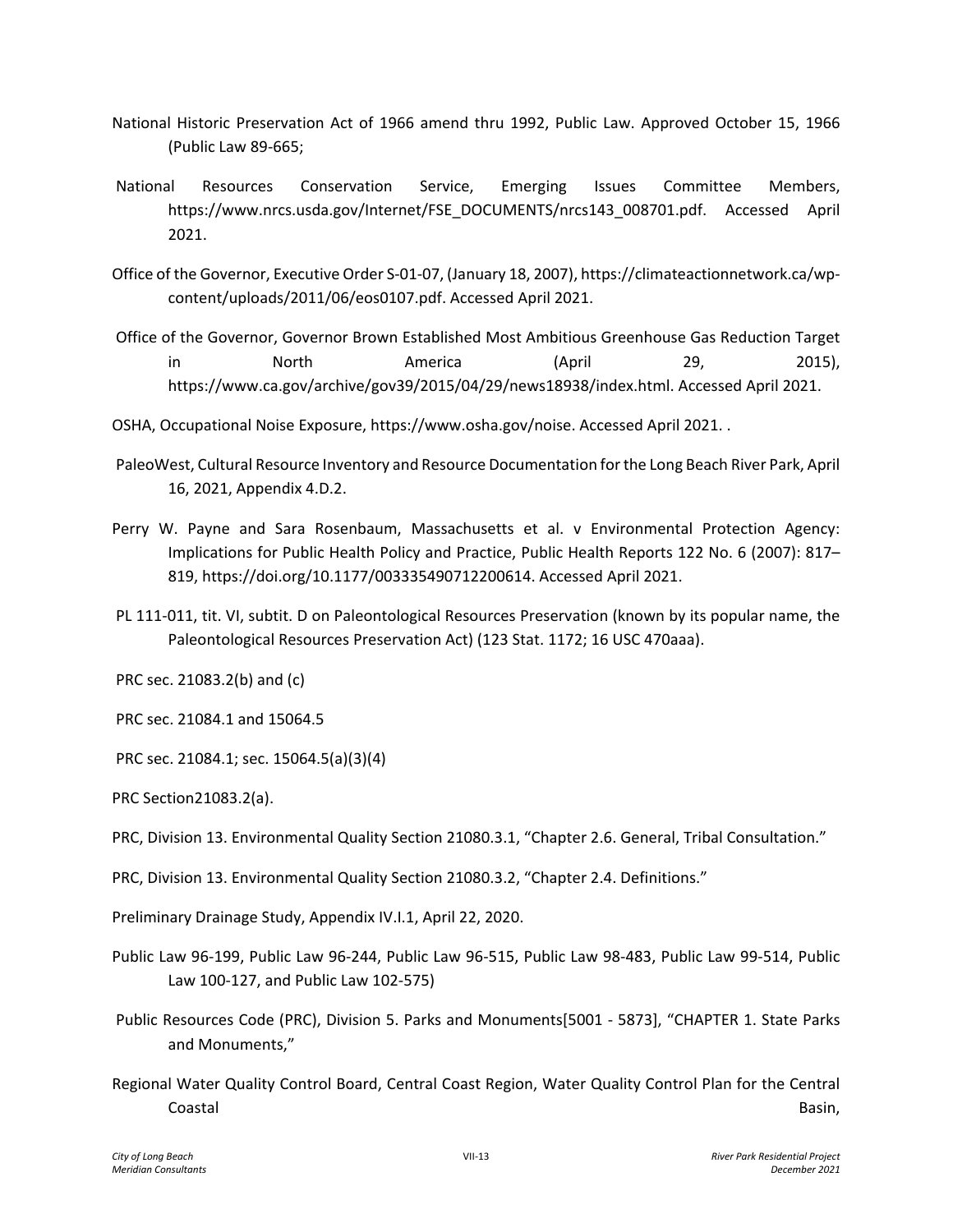National Historic Preservation Act of 1966 amend thru 1992, Public Law. Approved October 15, 1966 (Public Law 89-665;

National Resources Conservation Service, Emerging Issues Committee Members, https://www.nrcs.usda.gov/Internet/FSE_DOCUMENTS/nrcs143_008701.pdf. Accessed April 2021.

Office of the Governor, Executive Order S-01-07, (January 18, 2007), https://climateactionnetwork.ca/wp-content/uploads/2011/06/eos0107.pdf. Accessed April 2021.

Office of the Governor, Governor Brown Established Most Ambitious Greenhouse Gas Reduction Target in North America (April 29, 2015), https://www.ca.gov/archive/gov39/2015/04/29/news18938/index.html. Accessed April 2021.

OSHA, Occupational Noise Exposure, https://www.osha.gov/noise. Accessed April 2021. .

PaleoWest, Cultural Resource Inventory and Resource Documentation for the Long Beach River Park, April 16, 2021, Appendix 4.D.2.

Perry W. Payne and Sara Rosenbaum, Massachusetts et al. v Environmental Protection Agency: Implications for Public Health Policy and Practice, Public Health Reports 122 No. 6 (2007): 817–819, https://doi.org/10.1177/003335490712200614. Accessed April 2021.

PL 111-011, tit. VI, subtit. D on Paleontological Resources Preservation (known by its popular name, the Paleontological Resources Preservation Act) (123 Stat. 1172; 16 USC 470aaa).

PRC sec. 21083.2(b) and (c)

PRC sec. 21084.1 and 15064.5

PRC sec. 21084.1; sec. 15064.5(a)(3)(4)

PRC Section21083.2(a).

PRC, Division 13. Environmental Quality Section 21080.3.1, "Chapter 2.6. General, Tribal Consultation."

PRC, Division 13. Environmental Quality Section 21080.3.2, "Chapter 2.4. Definitions."

Preliminary Drainage Study, Appendix IV.I.1, April 22, 2020.

Public Law 96-199, Public Law 96-244, Public Law 96-515, Public Law 98-483, Public Law 99-514, Public Law 100-127, and Public Law 102-575)

Public Resources Code (PRC), Division 5. Parks and Monuments[5001 - 5873], "CHAPTER 1. State Parks and Monuments,"

Regional Water Quality Control Board, Central Coast Region, Water Quality Control Plan for the Central Coastal Basin,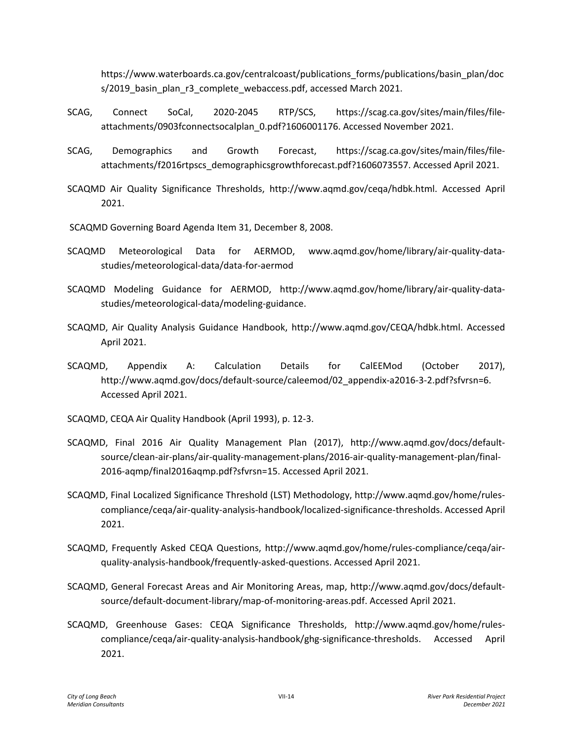https://www.waterboards.ca.gov/centralcoast/publications_forms/publications/basin_plan/docs/2019_basin_plan_r3_complete_webaccess.pdf, accessed March 2021.

SCAG, Connect SoCal, 2020-2045 RTP/SCS, https://scag.ca.gov/sites/main/files/file-attachments/0903fconnectsocalplan_0.pdf?1606001176. Accessed November 2021.

SCAG, Demographics and Growth Forecast, https://scag.ca.gov/sites/main/files/file-attachments/f2016rtpscs_demographicsgrowthforecast.pdf?1606073557. Accessed April 2021.

SCAQMD Air Quality Significance Thresholds, http://www.aqmd.gov/ceqa/hdbk.html. Accessed April 2021.

SCAQMD Governing Board Agenda Item 31, December 8, 2008.

SCAQMD Meteorological Data for AERMOD, www.aqmd.gov/home/library/air-quality-data-studies/meteorological-data/data-for-aermod

SCAQMD Modeling Guidance for AERMOD, http://www.aqmd.gov/home/library/air-quality-data-studies/meteorological-data/modeling-guidance.

SCAQMD, Air Quality Analysis Guidance Handbook, http://www.aqmd.gov/CEQA/hdbk.html. Accessed April 2021.

SCAQMD, Appendix A: Calculation Details for CalEEMod (October 2017), http://www.aqmd.gov/docs/default-source/caleemod/02_appendix-a2016-3-2.pdf?sfvrsn=6. Accessed April 2021.

SCAQMD, CEQA Air Quality Handbook (April 1993), p. 12-3.

SCAQMD, Final 2016 Air Quality Management Plan (2017), http://www.aqmd.gov/docs/default-source/clean-air-plans/air-quality-management-plans/2016-air-quality-management-plan/final-2016-aqmp/final2016aqmp.pdf?sfvrsn=15. Accessed April 2021.

SCAQMD, Final Localized Significance Threshold (LST) Methodology, http://www.aqmd.gov/home/rules-compliance/ceqa/air-quality-analysis-handbook/localized-significance-thresholds. Accessed April 2021.

SCAQMD, Frequently Asked CEQA Questions, http://www.aqmd.gov/home/rules-compliance/ceqa/air-quality-analysis-handbook/frequently-asked-questions. Accessed April 2021.

SCAQMD, General Forecast Areas and Air Monitoring Areas, map, http://www.aqmd.gov/docs/default-source/default-document-library/map-of-monitoring-areas.pdf. Accessed April 2021.

SCAQMD, Greenhouse Gases: CEQA Significance Thresholds, http://www.aqmd.gov/home/rules-compliance/ceqa/air-quality-analysis-handbook/ghg-significance-thresholds. Accessed April 2021.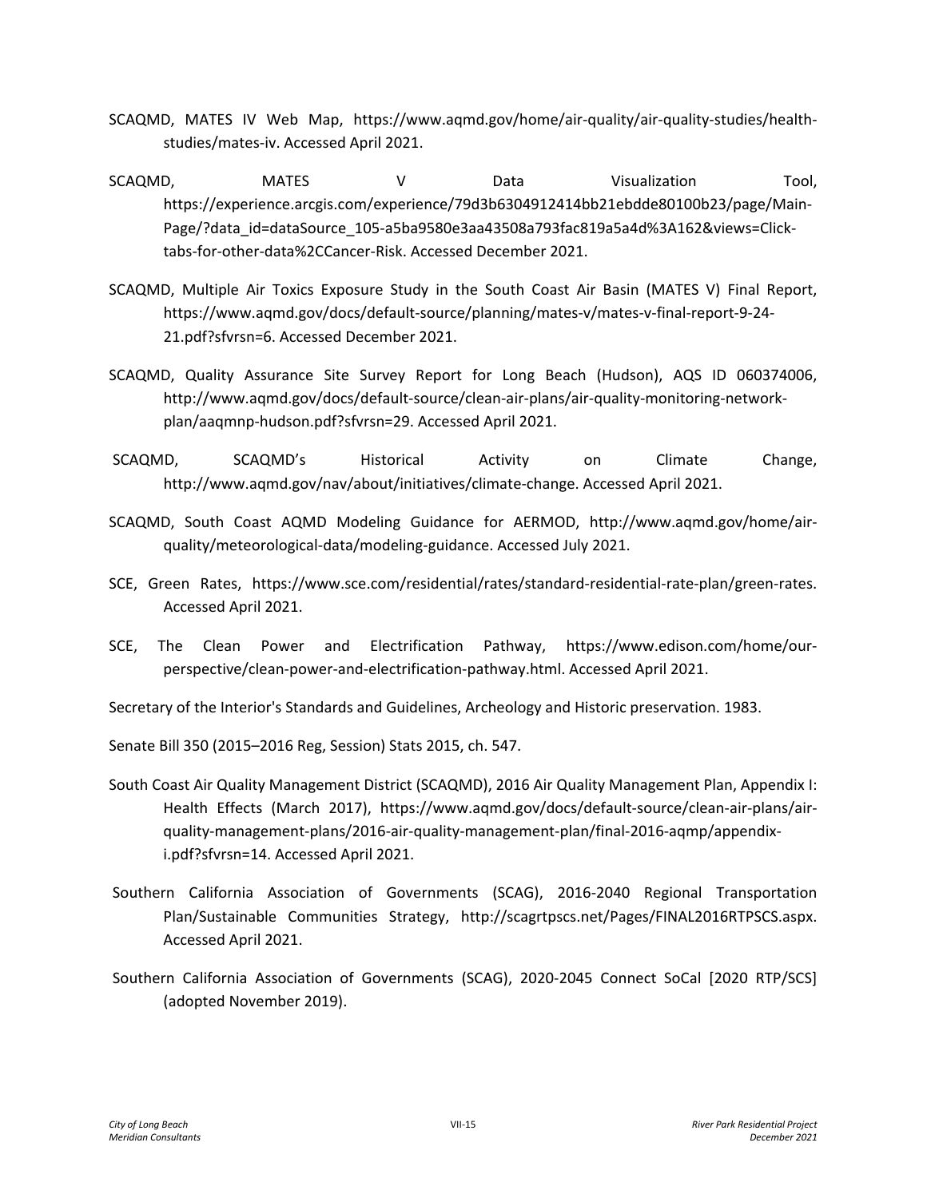SCAQMD, MATES IV Web Map, https://www.aqmd.gov/home/air-quality/air-quality-studies/health-studies/mates-iv. Accessed April 2021.

SCAQMD, MATES V Data Visualization Tool, https://experience.arcgis.com/experience/79d3b6304912414bb21ebdde80100b23/page/Main-Page/?data_id=dataSource_105-a5ba9580e3aa43508a793fac819a5a4d%3A162&views=Click-tabs-for-other-data%2CCancer-Risk. Accessed December 2021.

SCAQMD, Multiple Air Toxics Exposure Study in the South Coast Air Basin (MATES V) Final Report, https://www.aqmd.gov/docs/default-source/planning/mates-v/mates-v-final-report-9-24-21.pdf?sfvrsn=6. Accessed December 2021.

SCAQMD, Quality Assurance Site Survey Report for Long Beach (Hudson), AQS ID 060374006, http://www.aqmd.gov/docs/default-source/clean-air-plans/air-quality-monitoring-network-plan/aaqmnp-hudson.pdf?sfvrsn=29. Accessed April 2021.

SCAQMD, SCAQMD's Historical Activity on Climate Change, http://www.aqmd.gov/nav/about/initiatives/climate-change. Accessed April 2021.

SCAQMD, South Coast AQMD Modeling Guidance for AERMOD, http://www.aqmd.gov/home/air-quality/meteorological-data/modeling-guidance. Accessed July 2021.

SCE, Green Rates, https://www.sce.com/residential/rates/standard-residential-rate-plan/green-rates. Accessed April 2021.

SCE, The Clean Power and Electrification Pathway, https://www.edison.com/home/our-perspective/clean-power-and-electrification-pathway.html. Accessed April 2021.

Secretary of the Interior's Standards and Guidelines, Archeology and Historic preservation. 1983.

Senate Bill 350 (2015–2016 Reg, Session) Stats 2015, ch. 547.

South Coast Air Quality Management District (SCAQMD), 2016 Air Quality Management Plan, Appendix I: Health Effects (March 2017), https://www.aqmd.gov/docs/default-source/clean-air-plans/air-quality-management-plans/2016-air-quality-management-plan/final-2016-aqmp/appendix-i.pdf?sfvrsn=14. Accessed April 2021.

Southern California Association of Governments (SCAG), 2016-2040 Regional Transportation Plan/Sustainable Communities Strategy, http://scagrtpscs.net/Pages/FINAL2016RTPSCS.aspx. Accessed April 2021.

Southern California Association of Governments (SCAG), 2020-2045 Connect SoCal [2020 RTP/SCS] (adopted November 2019).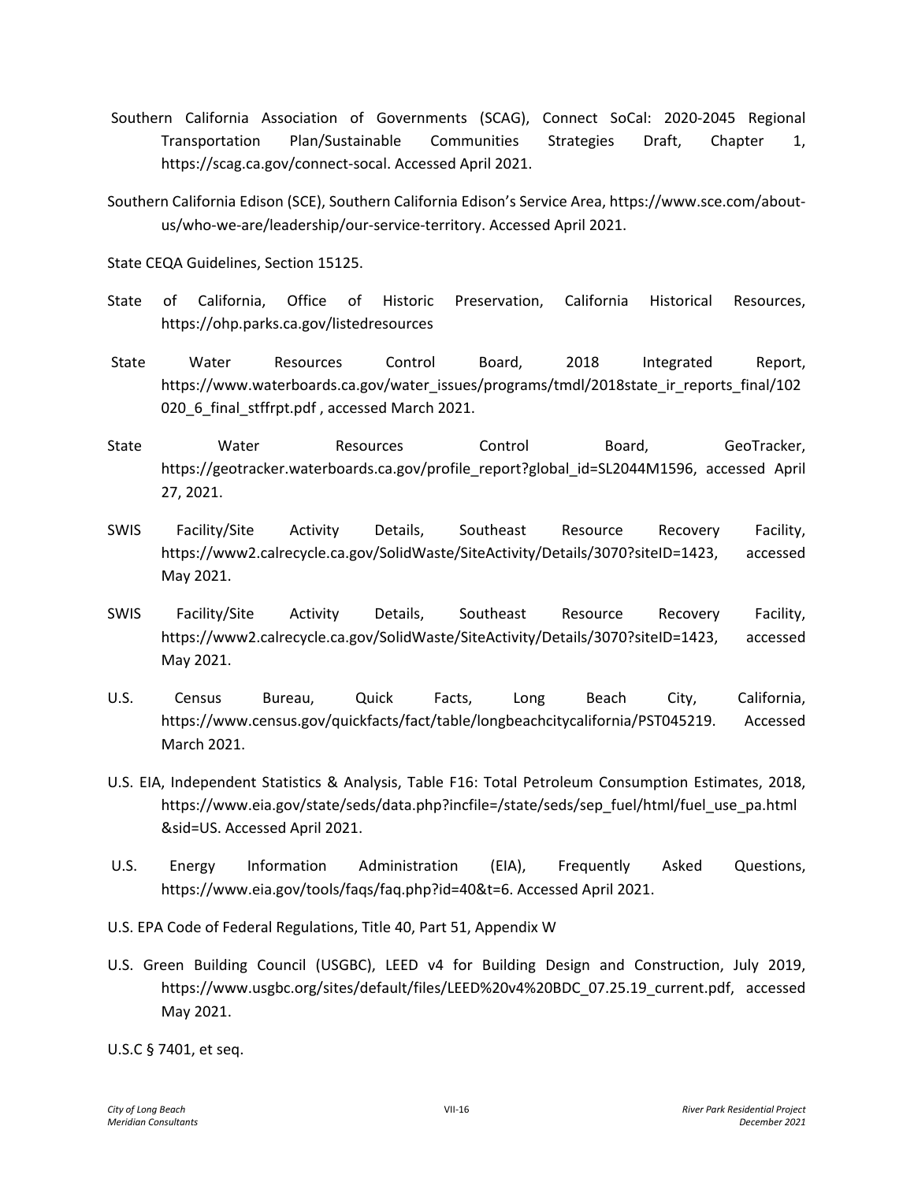Southern California Association of Governments (SCAG), Connect SoCal: 2020-2045 Regional Transportation Plan/Sustainable Communities Strategies Draft, Chapter 1, https://scag.ca.gov/connect-socal. Accessed April 2021.

Southern California Edison (SCE), Southern California Edison's Service Area, https://www.sce.com/about-us/who-we-are/leadership/our-service-territory. Accessed April 2021.

State CEQA Guidelines, Section 15125.

State of California, Office of Historic Preservation, California Historical Resources, https://ohp.parks.ca.gov/listedresources

State Water Resources Control Board, 2018 Integrated Report, https://www.waterboards.ca.gov/water_issues/programs/tmdl/2018state_ir_reports_final/102020_6_final_stffrpt.pdf , accessed March 2021.

State Water Resources Control Board, GeoTracker, https://geotracker.waterboards.ca.gov/profile_report?global_id=SL2044M1596, accessed April 27, 2021.

SWIS Facility/Site Activity Details, Southeast Resource Recovery Facility, https://www2.calrecycle.ca.gov/SolidWaste/SiteActivity/Details/3070?siteID=1423, accessed May 2021.

SWIS Facility/Site Activity Details, Southeast Resource Recovery Facility, https://www2.calrecycle.ca.gov/SolidWaste/SiteActivity/Details/3070?siteID=1423, accessed May 2021.

U.S. Census Bureau, Quick Facts, Long Beach City, California, https://www.census.gov/quickfacts/fact/table/longbeachcitycalifornia/PST045219. Accessed March 2021.

U.S. EIA, Independent Statistics & Analysis, Table F16: Total Petroleum Consumption Estimates, 2018, https://www.eia.gov/state/seds/data.php?incfile=/state/seds/sep_fuel/html/fuel_use_pa.html&sid=US. Accessed April 2021.

U.S. Energy Information Administration (EIA), Frequently Asked Questions, https://www.eia.gov/tools/faqs/faq.php?id=40&t=6. Accessed April 2021.

U.S. EPA Code of Federal Regulations, Title 40, Part 51, Appendix W

U.S. Green Building Council (USGBC), LEED v4 for Building Design and Construction, July 2019, https://www.usgbc.org/sites/default/files/LEED%20v4%20BDC_07.25.19_current.pdf, accessed May 2021.

U.S.C § 7401, et seq.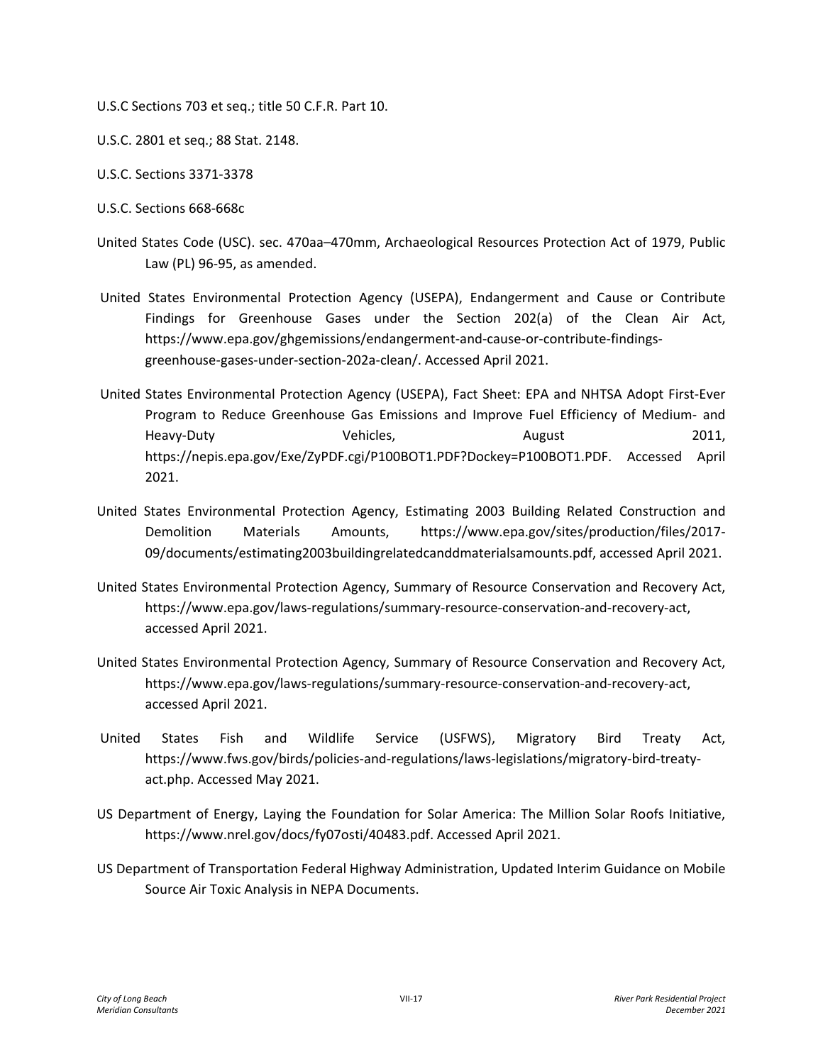U.S.C Sections 703 et seq.; title 50 C.F.R. Part 10.

U.S.C. 2801 et seq.; 88 Stat. 2148.

U.S.C. Sections 3371-3378

U.S.C. Sections 668-668c

United States Code (USC). sec. 470aa–470mm, Archaeological Resources Protection Act of 1979, Public Law (PL) 96-95, as amended.

United States Environmental Protection Agency (USEPA), Endangerment and Cause or Contribute Findings for Greenhouse Gases under the Section 202(a) of the Clean Air Act, https://www.epa.gov/ghgemissions/endangerment-and-cause-or-contribute-findings-greenhouse-gases-under-section-202a-clean/. Accessed April 2021.

United States Environmental Protection Agency (USEPA), Fact Sheet: EPA and NHTSA Adopt First-Ever Program to Reduce Greenhouse Gas Emissions and Improve Fuel Efficiency of Medium- and Heavy-Duty Vehicles, August 2011, https://nepis.epa.gov/Exe/ZyPDF.cgi/P100BOT1.PDF?Dockey=P100BOT1.PDF. Accessed April 2021.

United States Environmental Protection Agency, Estimating 2003 Building Related Construction and Demolition Materials Amounts, https://www.epa.gov/sites/production/files/2017-09/documents/estimating2003buildingrelatedcanddmaterialsamounts.pdf, accessed April 2021.

United States Environmental Protection Agency, Summary of Resource Conservation and Recovery Act, https://www.epa.gov/laws-regulations/summary-resource-conservation-and-recovery-act, accessed April 2021.

United States Environmental Protection Agency, Summary of Resource Conservation and Recovery Act, https://www.epa.gov/laws-regulations/summary-resource-conservation-and-recovery-act, accessed April 2021.

United States Fish and Wildlife Service (USFWS), Migratory Bird Treaty Act, https://www.fws.gov/birds/policies-and-regulations/laws-legislations/migratory-bird-treaty-act.php. Accessed May 2021.

US Department of Energy, Laying the Foundation for Solar America: The Million Solar Roofs Initiative, https://www.nrel.gov/docs/fy07osti/40483.pdf. Accessed April 2021.

US Department of Transportation Federal Highway Administration, Updated Interim Guidance on Mobile Source Air Toxic Analysis in NEPA Documents.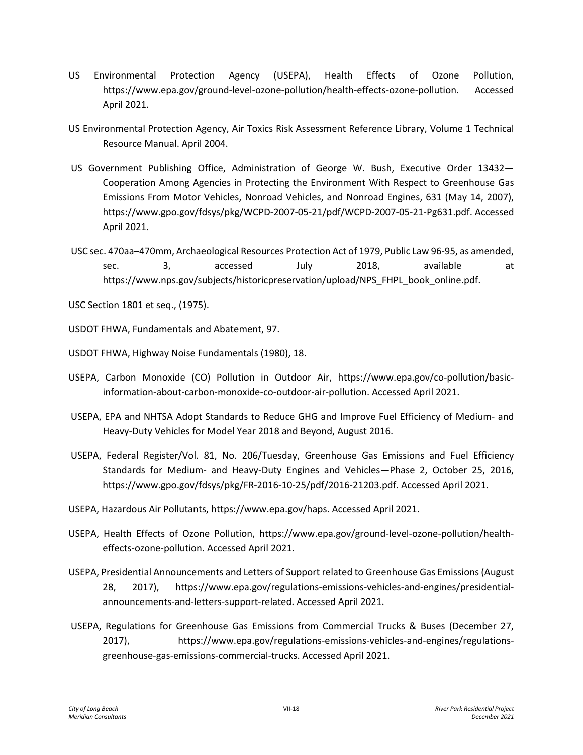US Environmental Protection Agency (USEPA), Health Effects of Ozone Pollution, https://www.epa.gov/ground-level-ozone-pollution/health-effects-ozone-pollution. Accessed April 2021.

US Environmental Protection Agency, Air Toxics Risk Assessment Reference Library, Volume 1 Technical Resource Manual. April 2004.

US Government Publishing Office, Administration of George W. Bush, Executive Order 13432—Cooperation Among Agencies in Protecting the Environment With Respect to Greenhouse Gas Emissions From Motor Vehicles, Nonroad Vehicles, and Nonroad Engines, 631 (May 14, 2007), https://www.gpo.gov/fdsys/pkg/WCPD-2007-05-21/pdf/WCPD-2007-05-21-Pg631.pdf. Accessed April 2021.

USC sec. 470aa–470mm, Archaeological Resources Protection Act of 1979, Public Law 96-95, as amended, sec. 3, accessed July 2018, available at https://www.nps.gov/subjects/historicpreservation/upload/NPS_FHPL_book_online.pdf.

USC Section 1801 et seq., (1975).

USDOT FHWA, Fundamentals and Abatement, 97.

USDOT FHWA, Highway Noise Fundamentals (1980), 18.

USEPA, Carbon Monoxide (CO) Pollution in Outdoor Air, https://www.epa.gov/co-pollution/basic-information-about-carbon-monoxide-co-outdoor-air-pollution. Accessed April 2021.

USEPA, EPA and NHTSA Adopt Standards to Reduce GHG and Improve Fuel Efficiency of Medium- and Heavy-Duty Vehicles for Model Year 2018 and Beyond, August 2016.

USEPA, Federal Register/Vol. 81, No. 206/Tuesday, Greenhouse Gas Emissions and Fuel Efficiency Standards for Medium- and Heavy-Duty Engines and Vehicles—Phase 2, October 25, 2016, https://www.gpo.gov/fdsys/pkg/FR-2016-10-25/pdf/2016-21203.pdf. Accessed April 2021.

USEPA, Hazardous Air Pollutants, https://www.epa.gov/haps. Accessed April 2021.

USEPA, Health Effects of Ozone Pollution, https://www.epa.gov/ground-level-ozone-pollution/health-effects-ozone-pollution. Accessed April 2021.

USEPA, Presidential Announcements and Letters of Support related to Greenhouse Gas Emissions (August 28, 2017), https://www.epa.gov/regulations-emissions-vehicles-and-engines/presidential-announcements-and-letters-support-related. Accessed April 2021.

USEPA, Regulations for Greenhouse Gas Emissions from Commercial Trucks & Buses (December 27, 2017), https://www.epa.gov/regulations-emissions-vehicles-and-engines/regulations-greenhouse-gas-emissions-commercial-trucks. Accessed April 2021.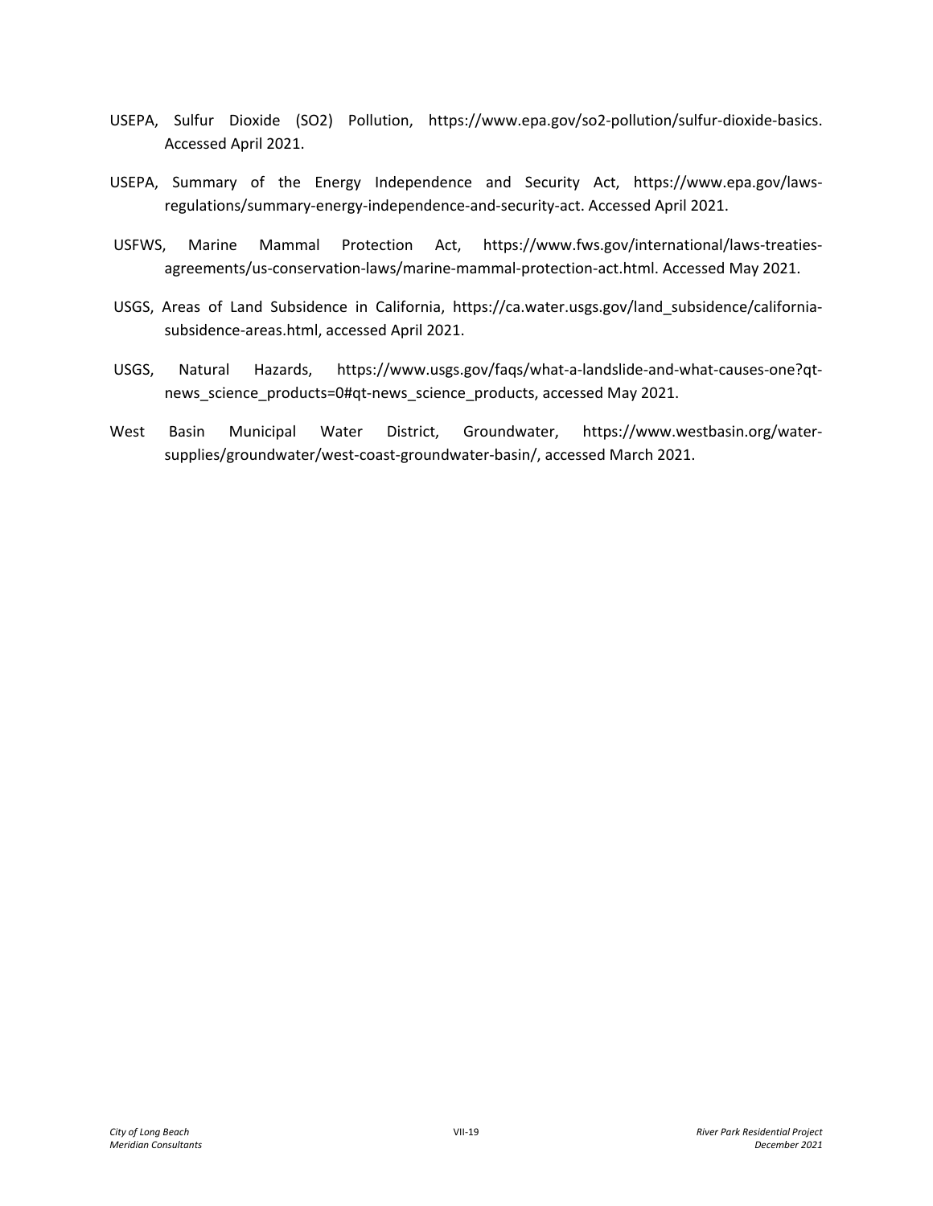USEPA, Sulfur Dioxide ($SO_2$) Pollution, https://www.epa.gov/so2-pollution/sulfur-dioxide-basics. Accessed April 2021.

USEPA, Summary of the Energy Independence and Security Act, https://www.epa.gov/laws-regulations/summary-energy-independence-and-security-act. Accessed April 2021.

USFWS, Marine Mammal Protection Act, https://www.fws.gov/international/laws-treaties-agreements/us-conservation-laws/marine-mammal-protection-act.html. Accessed May 2021.

USGS, Areas of Land Subsidence in California, https://ca.water.usgs.gov/land_subsidence/california-subsidence-areas.html, accessed April 2021.

USGS, Natural Hazards, https://www.usgs.gov/faqs/what-a-landslide-and-what-causes-one?qt-news_science_products=0#qt-news_science_products, accessed May 2021.

West Basin Municipal Water District, Groundwater, https://www.westbasin.org/water-supplies/groundwater/west-coast-groundwater-basin/, accessed March 2021.